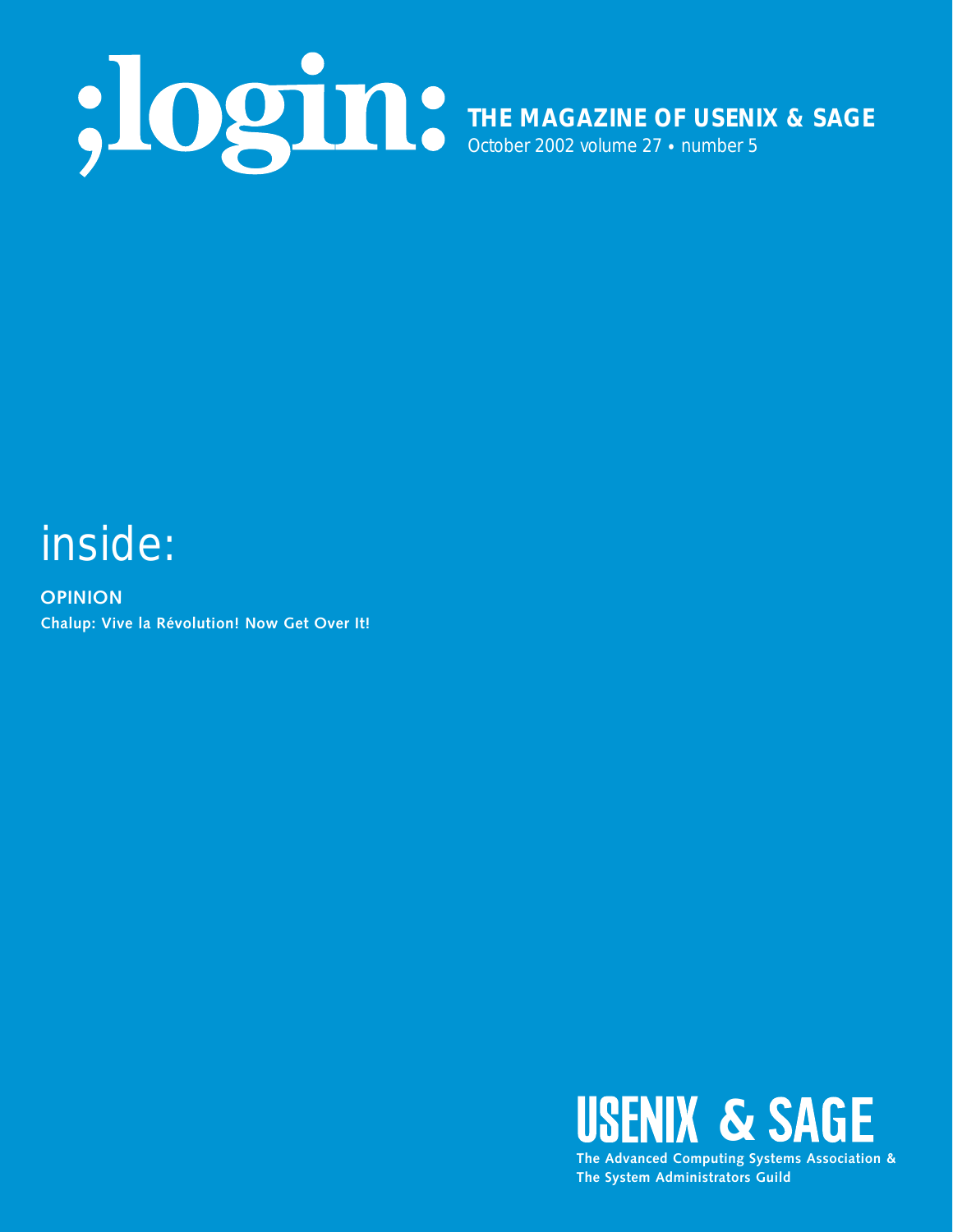# ;login:

**THE MAGAZINE OF USENIX & SAGE**

October 2002 volume 27 • number 5

## inside:

**OPINION**

**Chalup: Vive la Révolution! Now Get Over It!**

**USENIX & SAGE**

**The Advanced Computing Systems Association & The System Administrators Guild**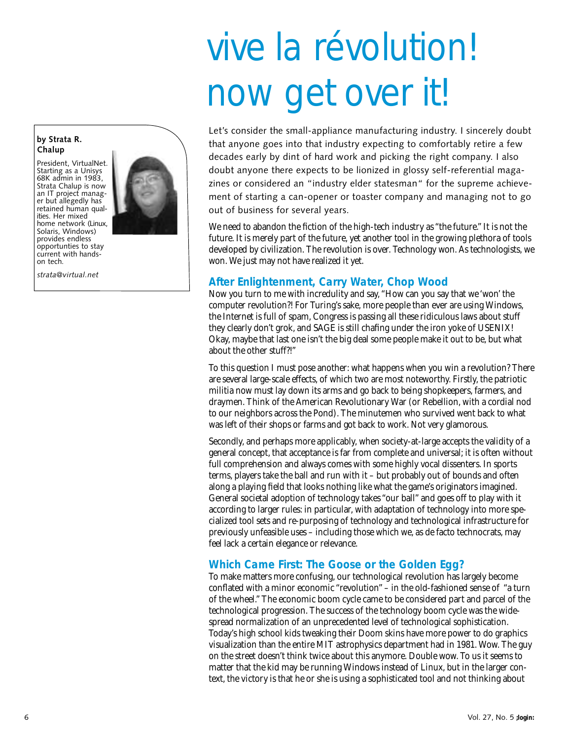# vive la révolution! now get over it!

**by Strata R. Chalup**

President, VirtualNet. Starting as a Unisys 68K admin in 1983, Strata Chalup is now an IT project manager but allegedly has retained human qualities. Her mixed home network (Linux, Solaris, Windows) provides endless opportunties to stay current with hands-on tech.

*strata@virtual.net*

Let's consider the small-appliance manufacturing industry. I sincerely doubt that anyone goes into that industry expecting to comfortably retire a few decades early by dint of hard work and picking the right company. I also doubt anyone there expects to be lionized in glossy self-referential magazines or considered an "industry elder statesman" for the supreme achievement of starting a can-opener or toaster company and managing not to go out of business for several years.

We need to abandon the fiction of the high-tech industry as "the future." It is not the future. It is merely part of the future, yet another tool in the growing plethora of tools developed by civilization. The revolution is over. Technology won. As technologists, we won. We just may not have realized it yet.

## After Enlightenment, Carry Water, Chop Wood

Now you turn to me with incredulity and say, "How can you say that we 'won' the computer revolution?! For Turing's sake, more people than ever are using Windows, the Internet is full of spam, Congress is passing all these ridiculous laws about stuff they clearly don't grok, and SAGE is still chafing under the iron yoke of USENIX! Okay, maybe that last one isn't the big deal some people make it out to be, but what about the other stuff?!"

To this question I must pose another: what happens when you win a revolution? There are several large-scale effects, of which two are most noteworthy. Firstly, the patriotic militia now must lay down its arms and go back to being shopkeepers, farmers, and draymen. Think of the American Revolutionary War (or Rebellion, with a cordial nod to our neighbors across the Pond). The minutemen who survived went back to what was left of their shops or farms and got back to work. Not very glamorous.

Secondly, and perhaps more applicably, when society-at-large accepts the validity of a general concept, that acceptance is far from complete and universal; it is often without full comprehension and always comes with some highly vocal dissenters. In sports terms, players take the ball and run with it – but probably out of bounds and often along a playing field that looks nothing like what the game's originators imagined. General societal adoption of technology takes "our ball" and goes off to play with it according to larger rules: in particular, with adaptation of technology into more specialized tool sets and re-purposing of technology and technological infrastructure for previously unfeasible uses – including those which we, as de facto technocrats, may feel lack a certain elegance or relevance.

## Which Came First: The Goose or the Golden Egg?

To make matters more confusing, our technological revolution has largely become conflated with a minor economic "revolution" – in the old-fashioned sense of "a turn of the wheel." The economic boom cycle came to be considered part and parcel of the technological progression. The success of the technology boom cycle was the widespread normalization of an unprecedented level of technological sophistication. Today's high school kids tweaking their Doom skins have more power to do graphics visualization than the entire MIT astrophysics department had in 1981. Wow. The guy on the street doesn't think twice about this anymore. Double wow. To us it seems to matter that the kid may be running Windows instead of Linux, but in the larger context, the victory is that he or she is using a sophisticated tool and not thinking about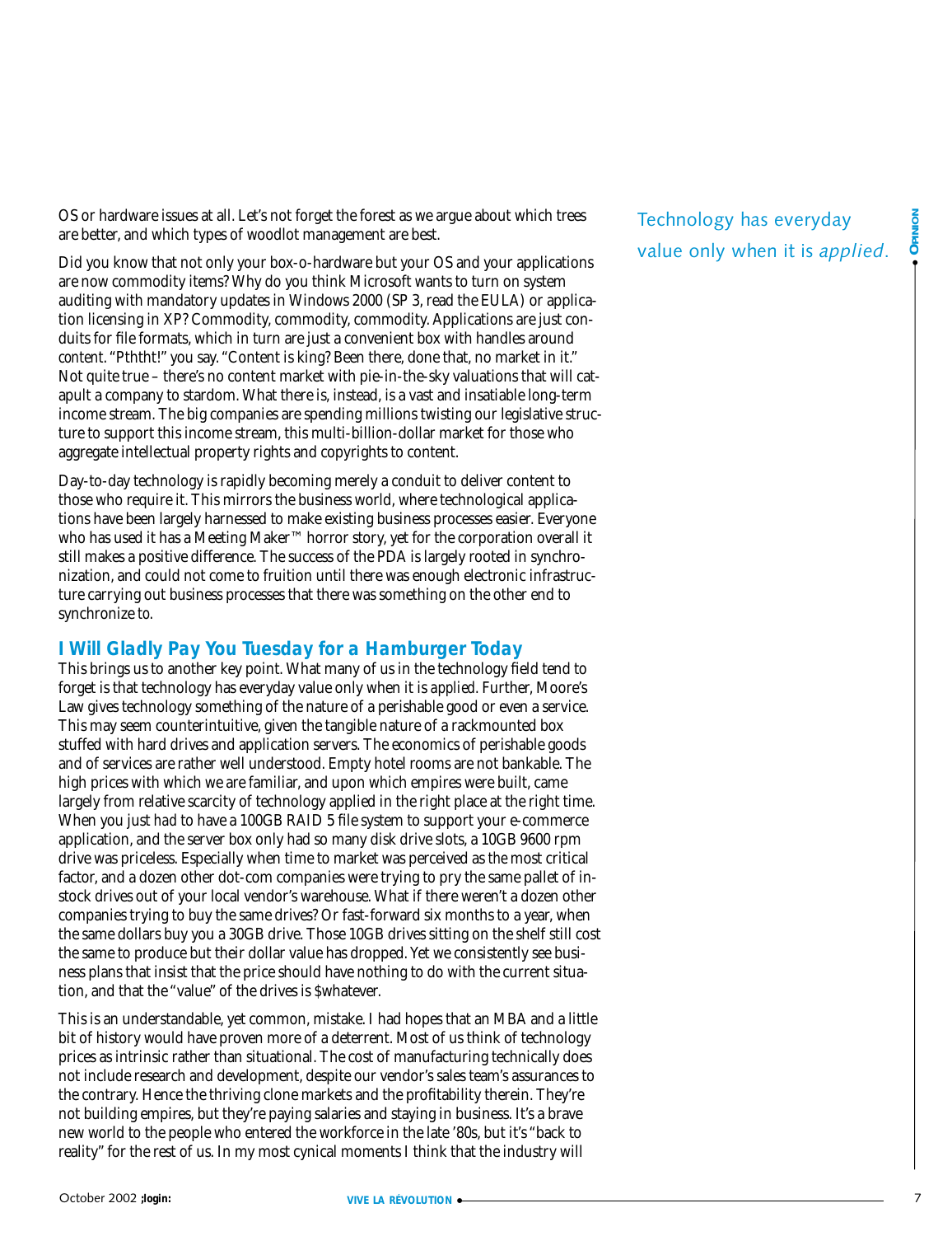OS or hardware issues at all. Let's not forget the forest as we argue about which trees are better, and which types of woodlot management are best.

Did you know that not only your box-o-hardware but your OS and your applications are now commodity items? Why do you think Microsoft wants to turn on system auditing with mandatory updates in Windows 2000 (SP 3, read the EULA) or application licensing in XP? Commodity, commodity, commodity. Applications are just conduits for file formats, which in turn are just a convenient box with handles around *content*. "Pththt!" you say. "Content is king? Been there, done that, no market in it." Not quite true – there's no content market with pie-in-the-sky valuations that will catapult a company to stardom. What there is, instead, is a vast and insatiable long-term income stream. The big companies are spending millions twisting our legislative structure to support this income stream, this multi-billion-dollar market for those who aggregate intellectual property rights and copyrights to content.

Day-to-day technology is rapidly becoming merely a conduit to deliver content to those who require it. This mirrors the business world, where technological applications have been largely harnessed to make existing business processes easier. Everyone who has used it has a Meeting Maker™ horror story, yet for the corporation overall it still makes a positive difference. The success of the PDA is largely rooted in synchronization, and could not come to fruition until there was enough electronic infrastructure carrying out business processes that there was something on the other end to synchronize *to*.

Technology has everyday value only when it is *applied*.

## I Will Gladly Pay You Tuesday for a Hamburger Today

This brings us to another key point. What many of us in the technology field tend to forget is that technology has everyday value only when it is *applied*. Further, Moore's Law gives technology something of the nature of a perishable good or even a service. This may seem counterintuitive, given the tangible nature of a rackmounted box stuffed with hard drives and application servers. The economics of perishable goods and of services are rather well understood. Empty hotel rooms are not bankable. The high prices with which we are familiar, and upon which empires were built, came largely from relative scarcity of technology applied in the right place at the right time. When you just *had* to have a 100GB RAID 5 file system to support your e-commerce application, and the server box only had so many disk drive slots, a 10GB 9600 rpm drive was priceless. Especially when time to market was perceived as the most critical factor, and a dozen other dot-com companies were trying to pry the same pallet of in-stock drives out of your local vendor's warehouse. What if there weren't a dozen other companies trying to buy the same drives? Or fast-forward six months to a year, when the same dollars buy you a 30GB drive. Those 10GB drives sitting on the shelf still cost the same to produce but their dollar value has dropped. Yet we consistently see business plans that insist that the price should have nothing to do with the current situation, and that the "value" of the drives is $whatever.

This is an understandable, yet common, mistake. I had hopes that an MBA and a little bit of history would have proven more of a deterrent. Most of us think of technology prices as intrinsic rather than situational. The cost of manufacturing technically does not include research and development, despite our vendor's sales team's assurances to the contrary. Hence the thriving clone markets and the profitability therein. They're not building empires, but they're paying salaries and staying in business. It's a brave new world to the people who entered the workforce in the late '80s, but it's "back to reality" for the rest of us. In my most cynical moments I think that the industry will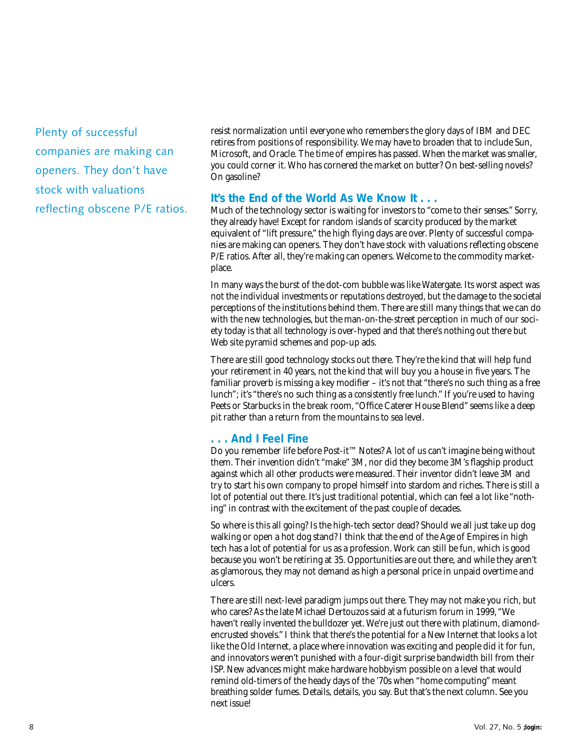Plenty of successful companies are making can openers. They don't have stock with valuations reflecting obscene P/E ratios.

resist normalization until everyone who remembers the glory days of IBM and DEC retires from positions of responsibility. We may have to broaden that to include Sun, Microsoft, and Oracle. The time of empires has passed. When the market was smaller, you could corner it. Who has cornered the market on butter? On best-selling novels? On gasoline?

## It's the End of the World As We Know It . . .

Much of the technology sector is waiting for investors to "come to their senses." Sorry, they already have! Except for random islands of scarcity produced by the market equivalent of "lift pressure," the high flying days are over. Plenty of successful companies are making can openers. They don't have stock with valuations reflecting obscene P/E ratios. After all, they're making can openers. Welcome to the commodity marketplace.

In many ways the burst of the dot-com bubble was like Watergate. Its worst aspect was not the individual investments or reputations destroyed, but the damage to the societal perceptions of the institutions behind them. There are still many things that we can do with the new technologies, but the man-on-the-street perception in much of our society today is that *all* technology is over-hyped and that there's nothing out there but Web site pyramid schemes and pop-up ads.

There are still good technology stocks out there. They're the kind that will help fund your retirement in 40 years, not the kind that will buy you a house in five years. The familiar proverb is missing a key modifier – it's not that "there's no such thing as a free lunch"; it's "there's no such thing as a consistently free lunch." If you're used to having Peets or Starbucks in the break room, "Office Caterer House Blend" seems like a deep pit rather than a return from the mountains to sea level.

## . . . And I Feel Fine

Do you remember life before Post-it™ Notes? A lot of us can't imagine being without them. Their invention didn't "make" 3M, nor did they become 3M's flagship product against which all other products were measured. Their inventor didn't leave 3M and try to start his own company to propel himself into stardom and riches. There is still a lot of potential out there. It's just *traditional* potential, which can feel a lot like "nothing" in contrast with the excitement of the past couple of decades.

So where is this all going? Is the high-tech sector dead? Should we all just take up dog walking or open a hot dog stand? I think that the end of the Age of Empires in high tech has a lot of potential for us as a profession. Work can still be fun, which is good because you won't be retiring at 35. Opportunities are out there, and while they aren't as glamorous, they may not demand as high a personal price in unpaid overtime and ulcers.

There are still next-level paradigm jumps out there. They may not make you rich, but who cares? As the late Michael Dertouzos said at a futurism forum in 1999, "We haven't really invented the bulldozer yet. We're just out there with platinum, diamond-encrusted shovels." I think that there's the potential for a New Internet that looks a lot like the Old Internet, a place where innovation was exciting and people did it for fun, and innovators weren't punished with a four-digit surprise bandwidth bill from their ISP. New advances might make hardware hobbyism possible on a level that would remind old-timers of the heady days of the '70s when "home computing" meant breathing solder fumes. Details, details, you say. But that's the next column. See you next issue!